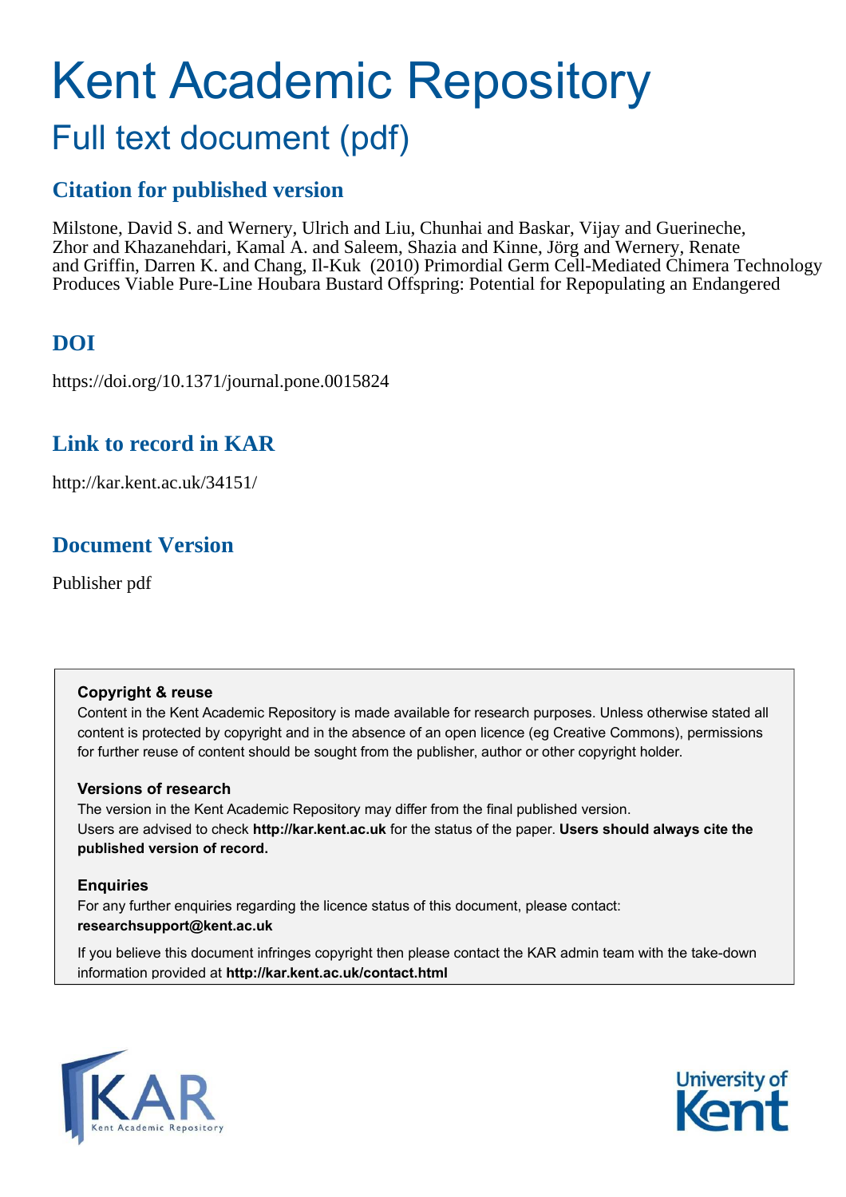# Kent Academic Repository

## Full text document (pdf)

## Citation for published version

Milstone, David S. and Wernery, Ulrich and Liu, Chunhai and Baskar, Vijay and Guerineche, Zhor and Khazanehdari, Kamal A. and Saleem, Shazia and Kinne, Jörg and Wernery, Renate and Griffin, Darren K. and Chang, Il-Kuk (2010) Primordial Germ Cell-Mediated Chimera Technology Produces Viable Pure-Line Houbara Bustard Offspring: Potential for Repopulating an Endangered

## DOI

https://doi.org/10.1371/journal.pone.0015824

## Link to record in KAR

http://kar.kent.ac.uk/34151/

## Document Version

Publisher pdf

**Copyright & reuse**

Content in the Kent Academic Repository is made available for research purposes. Unless otherwise stated all content is protected by copyright and in the absence of an open licence (eg Creative Commons), permissions for further reuse of content should be sought from the publisher, author or other copyright holder.

**Versions of research**

The version in the Kent Academic Repository may differ from the final published version. Users are advised to check **http://kar.kent.ac.uk** for the status of the paper. **Users should always cite the published version of record.**

**Enquiries**

For any further enquiries regarding the licence status of this document, please contact: **researchsupport@kent.ac.uk**

If you believe this document infringes copyright then please contact the KAR admin team with the take-down information provided at **http://kar.kent.ac.uk/contact.html**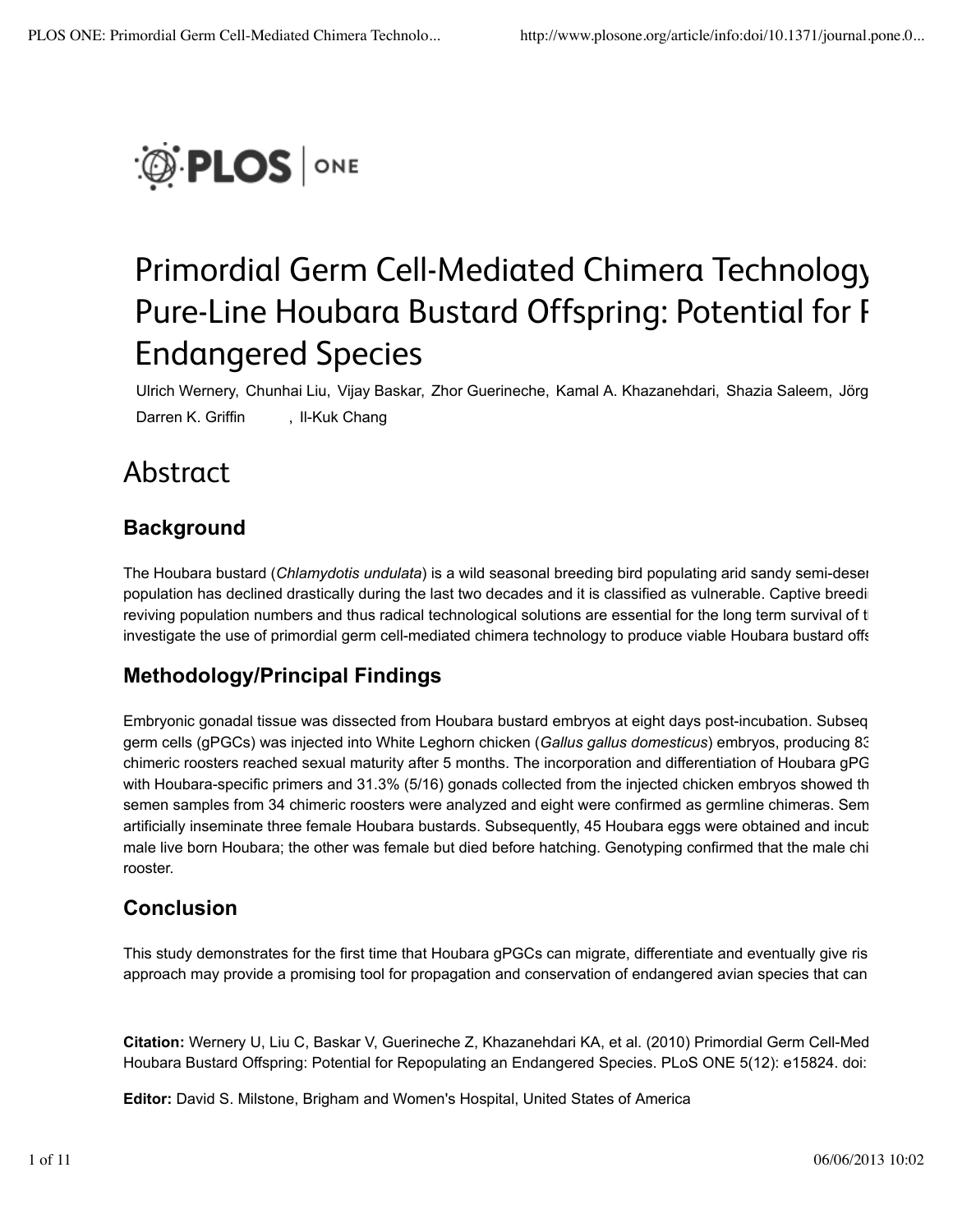# Primordial Germ Cell-Mediated Chimera Technology Pure-Line Houbara Bustard Offspring: Potential for F Endangered Species

Ulrich Wernery, Chunhai Liu, Vijay Baskar, Zhor Guerineche, Kamal A. Khazanehdari, Shazia Saleem, Jörg Darren K. Griffin , Il-Kuk Chang

## Abstract

### Background

The Houbara bustard (*Chlamydotis undulata*) is a wild seasonal breeding bird populating arid sandy semi-deser population has declined drastically during the last two decades and it is classified as vulnerable. Captive breedi reviving population numbers and thus radical technological solutions are essential for the long term survival of t investigate the use of primordial germ cell-mediated chimera technology to produce viable Houbara bustard offs

### Methodology/Principal Findings

Embryonic gonadal tissue was dissected from Houbara bustard embryos at eight days post-incubation. Subseq germ cells (gPGCs) was injected into White Leghorn chicken (*Gallus gallus domesticus*) embryos, producing 83 chimeric roosters reached sexual maturity after 5 months. The incorporation and differentiation of Houbara gPG with Houbara-specific primers and 31.3% (5/16) gonads collected from the injected chicken embryos showed th semen samples from 34 chimeric roosters were analyzed and eight were confirmed as germline chimeras. Sem artificially inseminate three female Houbara bustards. Subsequently, 45 Houbara eggs were obtained and incub male live born Houbara; the other was female but died before hatching. Genotyping confirmed that the male chi rooster.

### Conclusion

This study demonstrates for the first time that Houbara gPGCs can migrate, differentiate and eventually give ris approach may provide a promising tool for propagation and conservation of endangered avian species that can

**Citation:** Wernery U, Liu C, Baskar V, Guerineche Z, Khazanehdari KA, et al. (2010) Primordial Germ Cell-Med Houbara Bustard Offspring: Potential for Repopulating an Endangered Species. PLoS ONE 5(12): e15824. doi:

**Editor:** David S. Milstone, Brigham and Women's Hospital, United States of America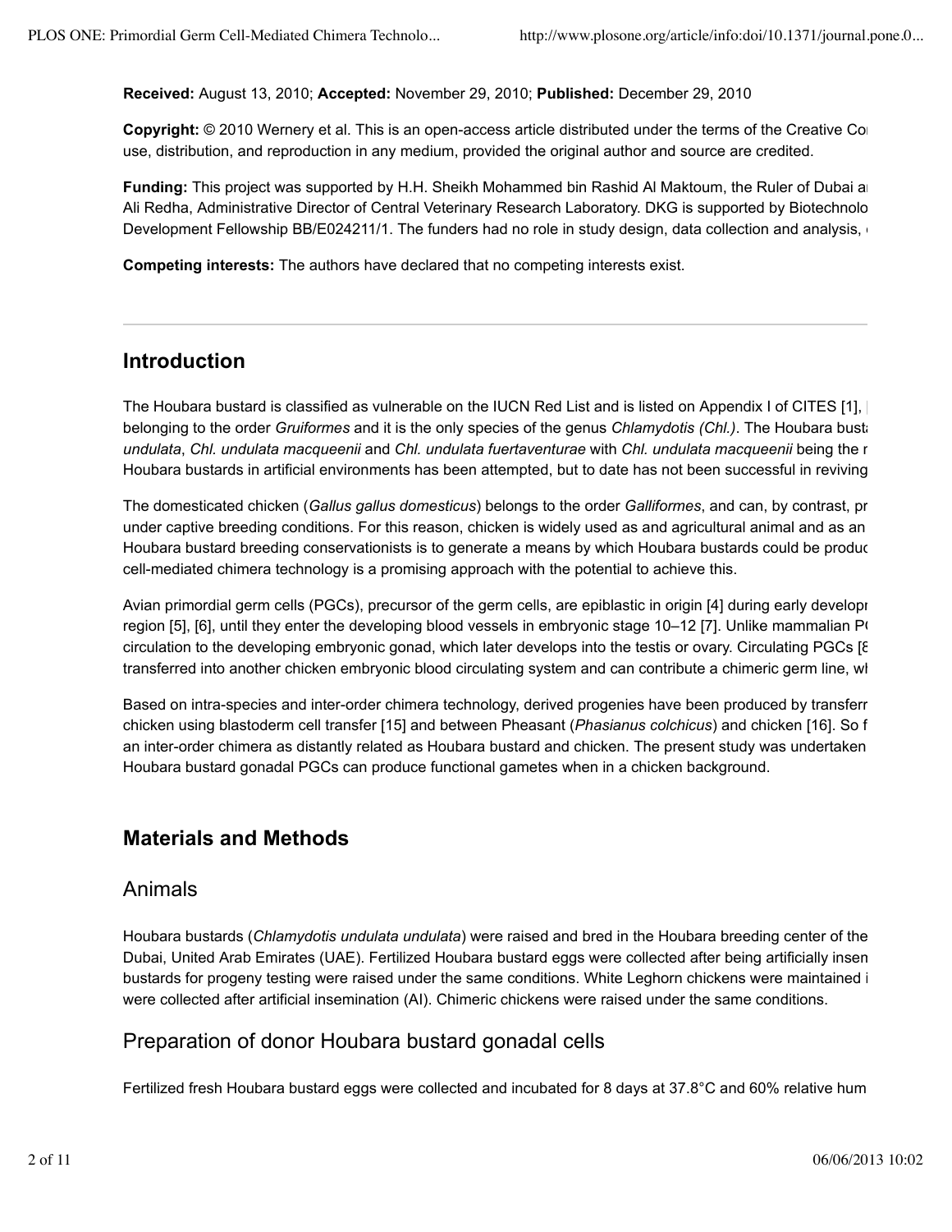**Received:** August 13, 2010; **Accepted:** November 29, 2010; **Published:** December 29, 2010

**Copyright:** © 2010 Wernery et al. This is an open-access article distributed under the terms of the Creative Co use, distribution, and reproduction in any medium, provided the original author and source are credited.

**Funding:** This project was supported by H.H. Sheikh Mohammed bin Rashid Al Maktoum, the Ruler of Dubai a Ali Redha, Administrative Director of Central Veterinary Research Laboratory. DKG is supported by Biotechnolo Development Fellowship BB/E024211/1. The funders had no role in study design, data collection and analysis,

**Competing interests:** The authors have declared that no competing interests exist.

## Introduction

The Houbara bustard is classified as vulnerable on the IUCN Red List and is listed on Appendix I of CITES [1], belonging to the order *Gruiformes* and it is the only species of the genus *Chlamydotis (Chl.)*. The Houbara bust *undulata*, *Chl. undulata macqueenii* and *Chl. undulata fuertaventurae* with *Chl. undulata macqueenii* being the Houbara bustards in artificial environments has been attempted, but to date has not been successful in reviving

The domesticated chicken (*Gallus gallus domesticus*) belongs to the order *Galliformes*, and can, by contrast, pr under captive breeding conditions. For this reason, chicken is widely used as and agricultural animal and as an Houbara bustard breeding conservationists is to generate a means by which Houbara bustards could be produc cell-mediated chimera technology is a promising approach with the potential to achieve this.

Avian primordial germ cells (PGCs), precursor of the germ cells, are epiblastic in origin [4] during early developr region [5], [6], until they enter the developing blood vessels in embryonic stage 10–12 [7]. Unlike mammalian P circulation to the developing embryonic gonad, which later develops into the testis or ovary. Circulating PGCs [ transferred into another chicken embryonic blood circulating system and can contribute a chimeric germ line, w

Based on intra-species and inter-order chimera technology, derived progenies have been produced by transferr chicken using blastoderm cell transfer [15] and between Pheasant (*Phasianus colchicus*) and chicken [16]. So f an inter-order chimera as distantly related as Houbara bustard and chicken. The present study was undertaken Houbara bustard gonadal PGCs can produce functional gametes when in a chicken background.

## Materials and Methods

### Animals

Houbara bustards (*Chlamydotis undulata undulata*) were raised and bred in the Houbara breeding center of the Dubai, United Arab Emirates (UAE). Fertilized Houbara bustard eggs were collected after being artificially insen bustards for progeny testing were raised under the same conditions. White Leghorn chickens were maintained i were collected after artificial insemination (AI). Chimeric chickens were raised under the same conditions.

### Preparation of donor Houbara bustard gonadal cells

Fertilized fresh Houbara bustard eggs were collected and incubated for 8 days at 37.8°C and 60% relative hum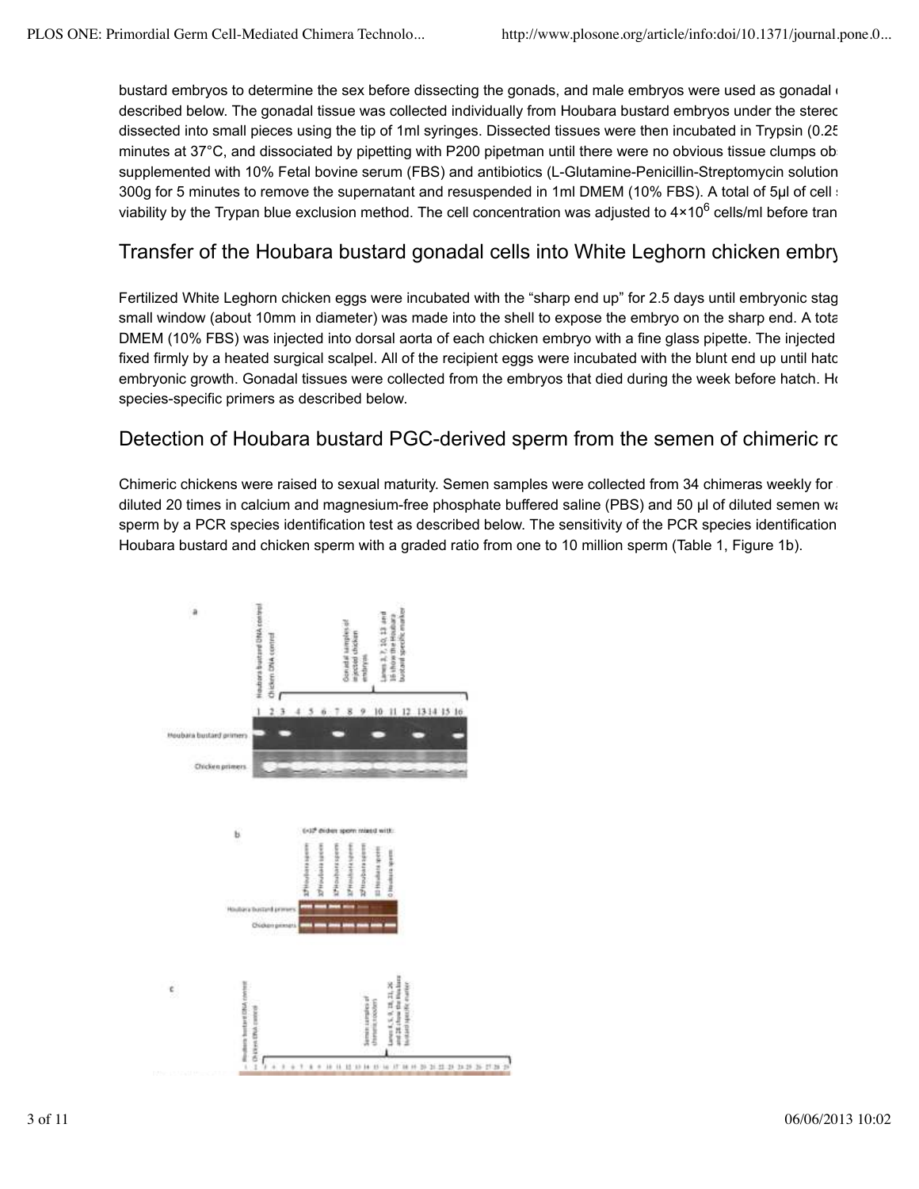bustard embryos to determine the sex before dissecting the gonads, and male embryos were used as gonadal ( described below. The gonadal tissue was collected individually from Houbara bustard embryos under the stereo dissected into small pieces using the tip of 1ml syringes. Dissected tissues were then incubated in Trypsin (0.25 minutes at 37°C, and dissociated by pipetting with P200 pipetman until there were no obvious tissue clumps ob supplemented with 10% Fetal bovine serum (FBS) and antibiotics (L-Glutamine-Penicillin-Streptomycin solution 300g for 5 minutes to remove the supernatant and resuspended in 1ml DMEM (10% FBS). A total of 5μl of cell s viability by the Trypan blue exclusion method. The cell concentration was adjusted to $4\times10^6$ cells/ml before tran

## Transfer of the Houbara bustard gonadal cells into White Leghorn chicken embry

Fertilized White Leghorn chicken eggs were incubated with the "sharp end up" for 2.5 days until embryonic stag small window (about 10mm in diameter) was made into the shell to expose the embryo on the sharp end. A tota DMEM (10% FBS) was injected into dorsal aorta of each chicken embryo with a fine glass pipette. The injected fixed firmly by a heated surgical scalpel. All of the recipient eggs were incubated with the blunt end up until hatc embryonic growth. Gonadal tissues were collected from the embryos that died during the week before hatch. Ho species-specific primers as described below.

## Detection of Houbara bustard PGC-derived sperm from the semen of chimeric ro

Chimeric chickens were raised to sexual maturity. Semen samples were collected from 34 chimeras weekly for diluted 20 times in calcium and magnesium-free phosphate buffered saline (PBS) and 50 μl of diluted semen wa sperm by a PCR species identification test as described below. The sensitivity of the PCR species identification Houbara bustard and chicken sperm with a graded ratio from one to 10 million sperm (Table 1, Figure 1b).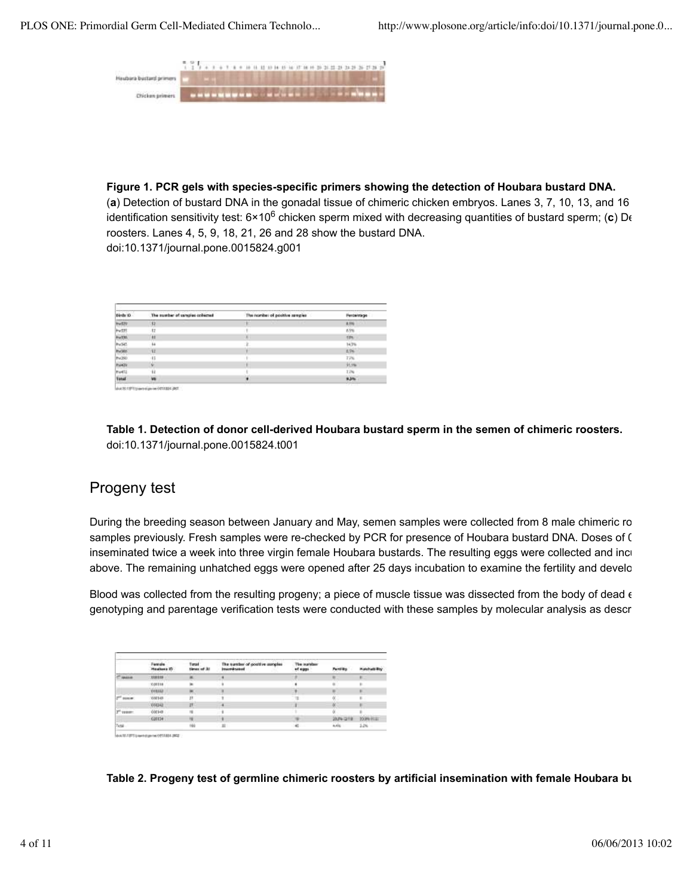**Figure 1. PCR gels with species-specific primers showing the detection of Houbara bustard DNA.**

(**a**) Detection of bustard DNA in the gonadal tissue of chimeric chicken embryos. Lanes 3, 7, 10, 13, and 16 identification sensitivity test: $6 \times 10^6$ chicken sperm mixed with decreasing quantities of bustard sperm; (**c**) De roosters. Lanes 4, 5, 9, 18, 21, 26 and 28 show the bustard DNA.

doi:10.1371/journal.pone.0015824.g001

**Table 1. Detection of donor cell-derived Houbara bustard sperm in the semen of chimeric roosters.**

doi:10.1371/journal.pone.0015824.t001

## Progeny test

During the breeding season between January and May, semen samples were collected from 8 male chimeric ro samples previously. Fresh samples were re-checked by PCR for presence of Houbara bustard DNA. Doses of ( inseminated twice a week into three virgin female Houbara bustards. The resulting eggs were collected and incu above. The remaining unhatched eggs were opened after 25 days incubation to examine the fertility and develo

Blood was collected from the resulting progeny; a piece of muscle tissue was dissected from the body of dead e genotyping and parentage verification tests were conducted with these samples by molecular analysis as descr

**Table 2. Progeny test of germline chimeric roosters by artificial insemination with female Houbara bu**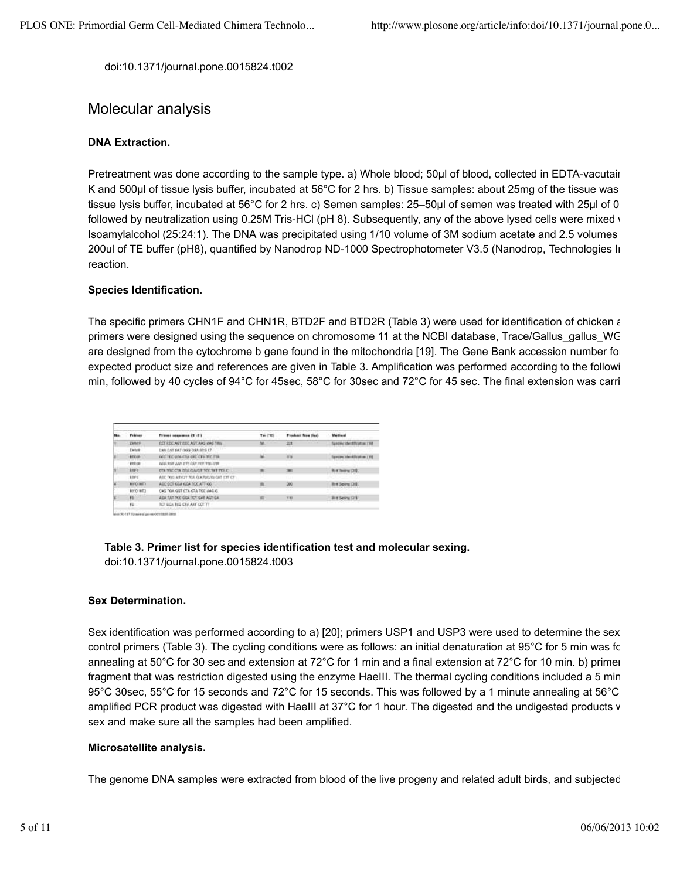doi:10.1371/journal.pone.0015824.t002

## Molecular analysis

### DNA Extraction.

Pretreatment was done according to the sample type. a) Whole blood; 50µl of blood, collected in EDTA-vacutai K and 500µl of tissue lysis buffer, incubated at 56°C for 2 hrs. b) Tissue samples: about 25mg of the tissue was tissue lysis buffer, incubated at 56°C for 2 hrs. c) Semen samples: 25–50µl of semen was treated with 25µl of 0 followed by neutralization using 0.25M Tris-HCl (pH 8). Subsequently, any of the above lysed cells were mixed Isoamylalcohol (25:24:1). The DNA was precipitated using 1/10 volume of 3M sodium acetate and 2.5 volumes 200ul of TE buffer (pH8), quantified by Nanodrop ND-1000 Spectrophotometer V3.5 (Nanodrop, Technologies I reaction.

### Species Identification.

The specific primers CHN1F and CHN1R, BTD2F and BTD2R (Table 3) were used for identification of chicken primers were designed using the sequence on chromosome 11 at the NCBI database, Trace/Gallus_gallus_WG are designed from the cytochrome b gene found in the mitochondria [19]. The Gene Bank accession number fo expected product size and references are given in Table 3. Amplification was performed according to the followi min, followed by 40 cycles of 94°C for 45sec, 58°C for 30sec and 72°C for 45 sec. The final extension was carri

| No. | Primer | Primer sequence (5'-3') | Tm (°C) | Product Size (bp) | Method |
|---|---|---|---|---|---|
| 1 | CHN1F | CCT CCC AGT CCC AGT AAG AAG TAG | 58 | 221 | Species identification [18] |
| | CHN1R | CAA CAT GAT GGG CGA GTG CT | | | |
| 2 | BTD2F | GCC TCC GTG CTA GTC CTG TTC TTA | 58 | 319 | Species identification [19] |
| | BTD2R | GGG TGT AAT CTT CAT TCT TTG GTT | | | |
| 3 | USP1 | CTA TGC CTA CCA CAA/GT TCC TAT TTG C | 50 | 380 | Bird Sexing [20] |
| | USP3 | AGC TGG ATCGT TCA GAATGCG CAT CTT CT | | | |
| 4 | MYO-WF1 | AGC CCT GGA GGA TCC ATT GG | 55 | 200 | Bird Sexing [20] |
| | MYO-WF2 | CAG TGA GGT CTA GTA TGC AAG G | | | |
| 5 | P8 | AGA TAT TCC GGA TCT GAT AGT GA | 52 | 110 | Bird Sexing [21] |
| | P2 | TCT GCA TCG CTA AAT CCT TT | | | |

doi:10.1371/journal.pone.0015824.t003

**Table 3. Primer list for species identification test and molecular sexing.**
doi:10.1371/journal.pone.0015824.t003

### Sex Determination.

Sex identification was performed according to a) [20]; primers USP1 and USP3 were used to determine the sex control primers (Table 3). The cycling conditions were as follows: an initial denaturation at 95°C for 5 min was f annealing at 50°C for 30 sec and extension at 72°C for 1 min and a final extension at 72°C for 10 min. b) prime fragment that was restriction digested using the enzyme HaeIII. The thermal cycling conditions included a 5 mi 95°C 30sec, 55°C for 15 seconds and 72°C for 15 seconds. This was followed by a 1 minute annealing at 56°C amplified PCR product was digested with HaeIII at 37°C for 1 hour. The digested and the undigested products sex and make sure all the samples had been amplified.

### Microsatellite analysis.

The genome DNA samples were extracted from blood of the live progeny and related adult birds, and subjecte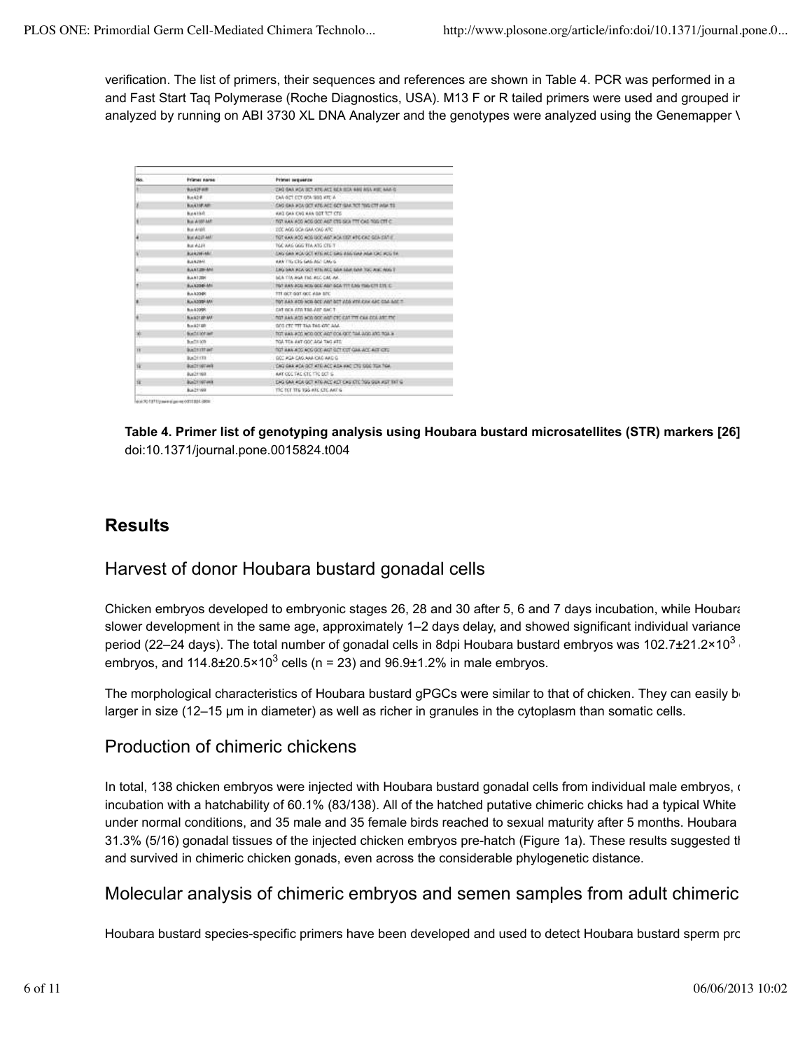verification. The list of primers, their sequences and references are shown in Table 4. PCR was performed in a and Fast Start Taq Polymerase (Roche Diagnostics, USA). M13 F or R tailed primers were used and grouped ir analyzed by running on ABI 3730 XL DNA Analyzer and the genotypes were analyzed using the Genemapper \

**Table 4. Primer list of genotyping analysis using Houbara bustard microsatellites (STR) markers [26]**
doi:10.1371/journal.pone.0015824.t004

## Results

### Harvest of donor Houbara bustard gonadal cells

Chicken embryos developed to embryonic stages 26, 28 and 30 after 5, 6 and 7 days incubation, while Houbara slower development in the same age, approximately 1–2 days delay, and showed significant individual variance period (22–24 days). The total number of gonadal cells in 8dpi Houbara bustard embryos was $102.7 \pm 21.2 \times 10^3$ embryos, and $114.8 \pm 20.5 \times 10^3$ cells (n = 23) and 96.9±1.2% in male embryos.

The morphological characteristics of Houbara bustard gPGCs were similar to that of chicken. They can easily b larger in size (12–15 µm in diameter) as well as richer in granules in the cytoplasm than somatic cells.

### Production of chimeric chickens

In total, 138 chicken embryos were injected with Houbara bustard gonadal cells from individual male embryos, incubation with a hatchability of 60.1% (83/138). All of the hatched putative chimeric chicks had a typical White under normal conditions, and 35 male and 35 female birds reached to sexual maturity after 5 months. Houbara 31.3% (5/16) gonadal tissues of the injected chicken embryos pre-hatch (Figure 1a). These results suggested tl and survived in chimeric chicken gonads, even across the considerable phylogenetic distance.

### Molecular analysis of chimeric embryos and semen samples from adult chimeric

Houbara bustard species-specific primers have been developed and used to detect Houbara bustard sperm pro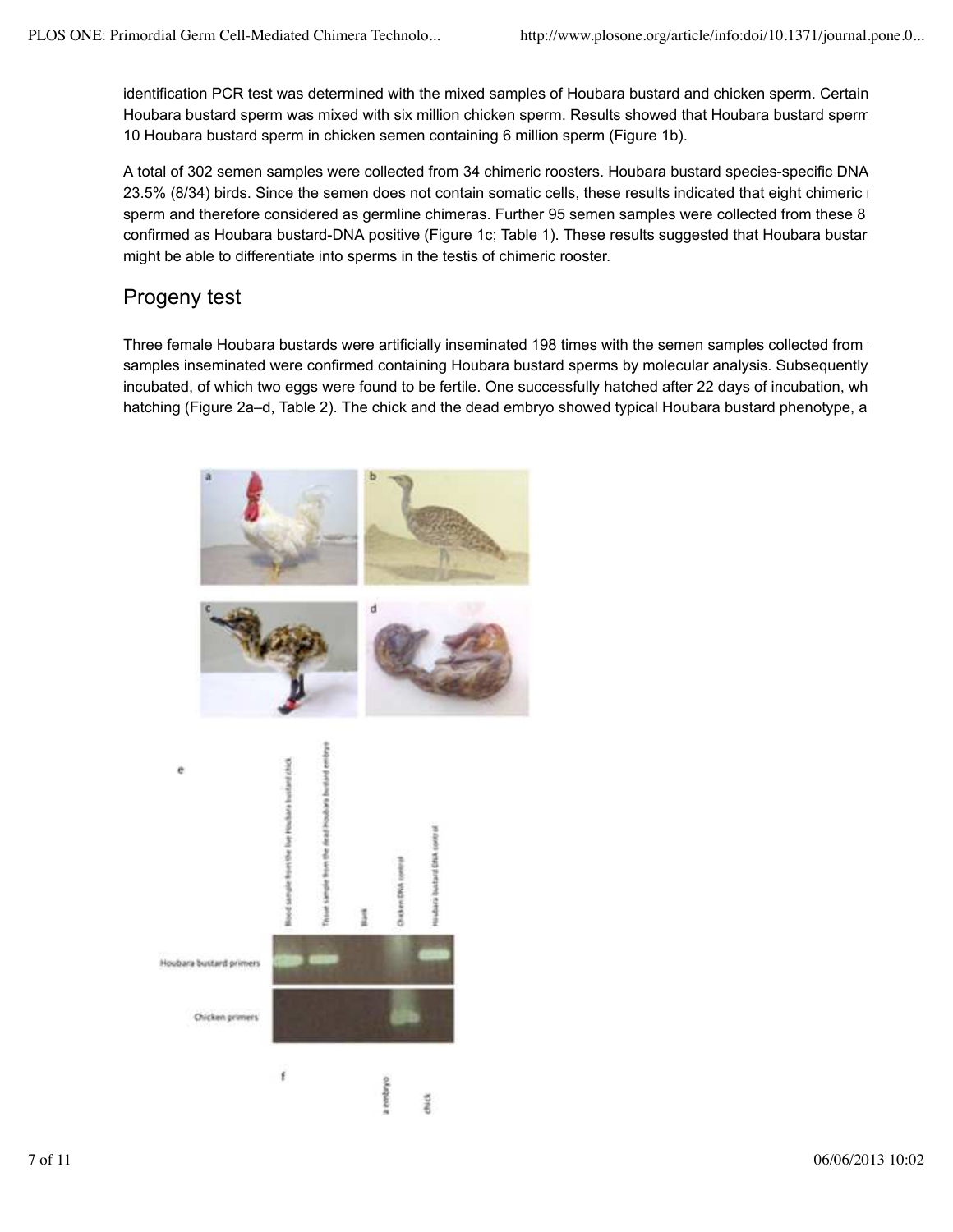identification PCR test was determined with the mixed samples of Houbara bustard and chicken sperm. Certain Houbara bustard sperm was mixed with six million chicken sperm. Results showed that Houbara bustard sperm 10 Houbara bustard sperm in chicken semen containing 6 million sperm (Figure 1b).

A total of 302 semen samples were collected from 34 chimeric roosters. Houbara bustard species-specific DNA 23.5% (8/34) birds. Since the semen does not contain somatic cells, these results indicated that eight chimeric sperm and therefore considered as germline chimeras. Further 95 semen samples were collected from these 8 confirmed as Houbara bustard-DNA positive (Figure 1c; Table 1). These results suggested that Houbara bustard might be able to differentiate into sperms in the testis of chimeric rooster.

## Progeny test

Three female Houbara bustards were artificially inseminated 198 times with the semen samples collected from samples inseminated were confirmed containing Houbara bustard sperms by molecular analysis. Subsequently incubated, of which two eggs were found to be fertile. One successfully hatched after 22 days of incubation, wh hatching (Figure 2a–d, Table 2). The chick and the dead embryo showed typical Houbara bustard phenotype, a

a b c d

e

Blood sample from the live Houbara bustard chick | Tissue sample from the dead Houbara bustard embryo | Blank | Chicken DNA control | Houbara bustard DNA control

Houbara bustard primers

Chicken primers

f

a embryo

chick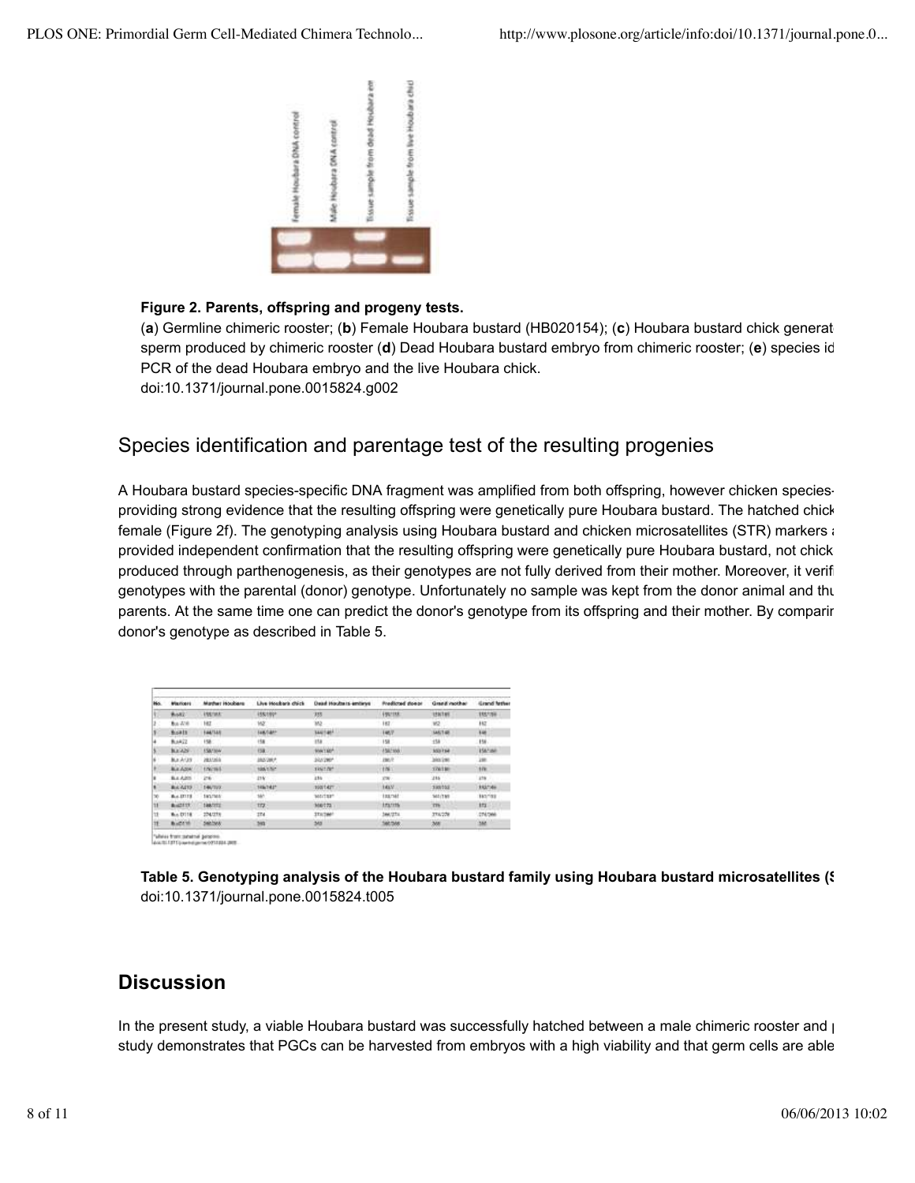**Figure 2. Parents, offspring and progeny tests.**

(**a**) Germline chimeric rooster; (**b**) Female Houbara bustard (HB020154); (**c**) Houbara bustard chick generat sperm produced by chimeric rooster (**d**) Dead Houbara bustard embryo from chimeric rooster; (**e**) species id PCR of the dead Houbara embryo and the live Houbara chick.

doi:10.1371/journal.pone.0015824.g002

## Species identification and parentage test of the resulting progenies

A Houbara bustard species-specific DNA fragment was amplified from both offspring, however chicken species- providing strong evidence that the resulting offspring were genetically pure Houbara bustard. The hatched chick female (Figure 2f). The genotyping analysis using Houbara bustard and chicken microsatellites (STR) markers a provided independent confirmation that the resulting offspring were genetically pure Houbara bustard, not chick produced through parthenogenesis, as their genotypes are not fully derived from their mother. Moreover, it verifi genotypes with the parental (donor) genotype. Unfortunately no sample was kept from the donor animal and thu parents. At the same time one can predict the donor's genotype from its offspring and their mother. By comparir donor's genotype as described in Table 5.

**Table 5. Genotyping analysis of the Houbara bustard family using Houbara bustard microsatellites (S**

doi:10.1371/journal.pone.0015824.t005

## Discussion

In the present study, a viable Houbara bustard was successfully hatched between a male chimeric rooster and p study demonstrates that PGCs can be harvested from embryos with a high viability and that germ cells are able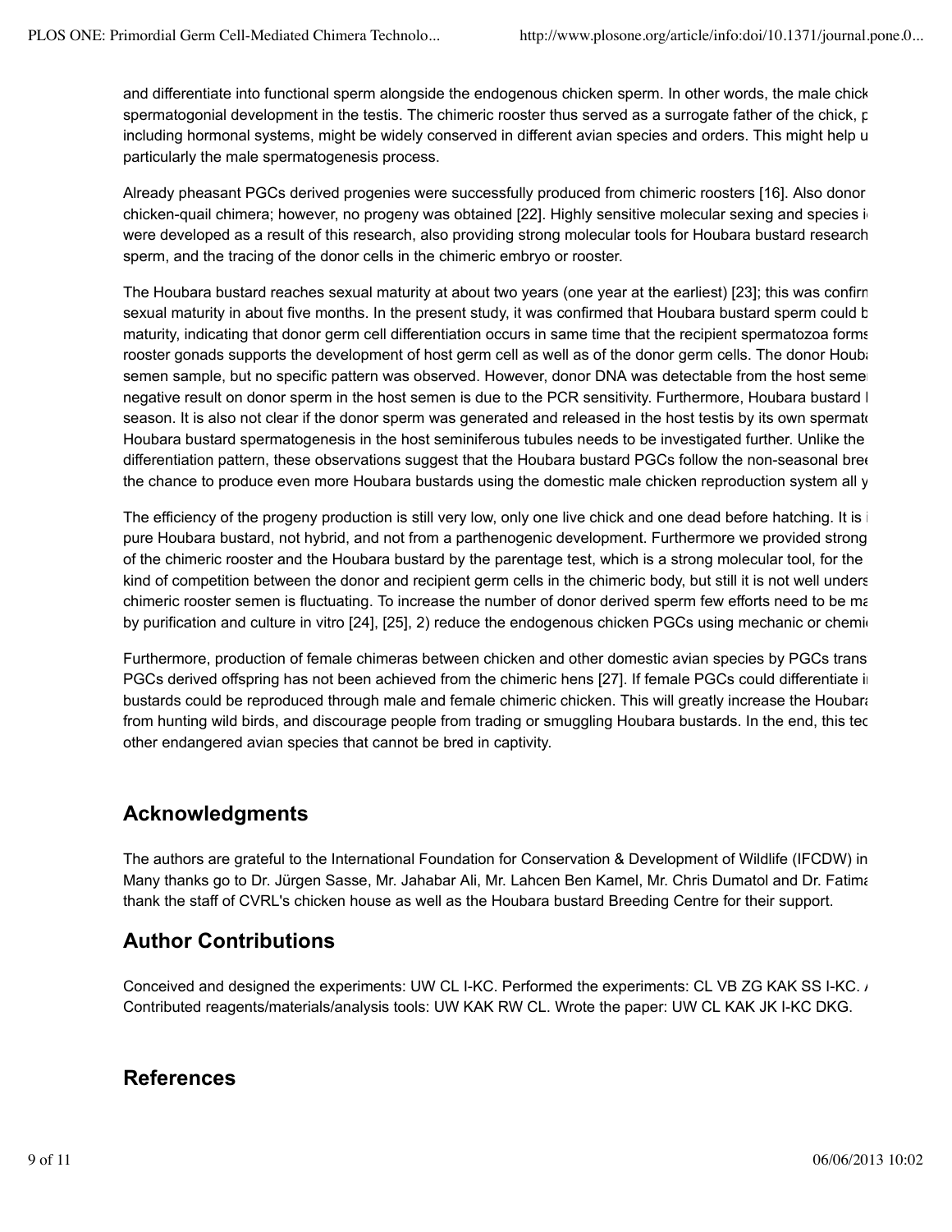and differentiate into functional sperm alongside the endogenous chicken sperm. In other words, the male chick spermatogonial development in the testis. The chimeric rooster thus served as a surrogate father of the chick, p including hormonal systems, might be widely conserved in different avian species and orders. This might help u particularly the male spermatogenesis process.

Already pheasant PGCs derived progenies were successfully produced from chimeric roosters [16]. Also donor chicken-quail chimera; however, no progeny was obtained [22]. Highly sensitive molecular sexing and species i were developed as a result of this research, also providing strong molecular tools for Houbara bustard research sperm, and the tracing of the donor cells in the chimeric embryo or rooster.

The Houbara bustard reaches sexual maturity at about two years (one year at the earliest) [23]; this was confirm sexual maturity in about five months. In the present study, it was confirmed that Houbara bustard sperm could b maturity, indicating that donor germ cell differentiation occurs in same time that the recipient spermatozoa forms rooster gonads supports the development of host germ cell as well as of the donor germ cells. The donor Houb semen sample, but no specific pattern was observed. However, donor DNA was detectable from the host seme negative result on donor sperm in the host semen is due to the PCR sensitivity. Furthermore, Houbara bustard l season. It is also not clear if the donor sperm was generated and released in the host testis by its own spermat Houbara bustard spermatogenesis in the host seminiferous tubules needs to be investigated further. Unlike the differentiation pattern, these observations suggest that the Houbara bustard PGCs follow the non-seasonal bree the chance to produce even more Houbara bustards using the domestic male chicken reproduction system all y

The efficiency of the progeny production is still very low, only one live chick and one dead before hatching. It is i pure Houbara bustard, not hybrid, and not from a parthenogenic development. Furthermore we provided strong of the chimeric rooster and the Houbara bustard by the parentage test, which is a strong molecular tool, for the kind of competition between the donor and recipient germ cells in the chimeric body, but still it is not well unders chimeric rooster semen is fluctuating. To increase the number of donor derived sperm few efforts need to be ma by purification and culture in vitro [24], [25], 2) reduce the endogenous chicken PGCs using mechanic or chemi

Furthermore, production of female chimeras between chicken and other domestic avian species by PGCs trans PGCs derived offspring has not been achieved from the chimeric hens [27]. If female PGCs could differentiate i bustards could be reproduced through male and female chimeric chicken. This will greatly increase the Houbar from hunting wild birds, and discourage people from trading or smuggling Houbara bustards. In the end, this te other endangered avian species that cannot be bred in captivity.

## Acknowledgments

The authors are grateful to the International Foundation for Conservation & Development of Wildlife (IFCDW) in Many thanks go to Dr. Jürgen Sasse, Mr. Jahabar Ali, Mr. Lahcen Ben Kamel, Mr. Chris Dumatol and Dr. Fatim thank the staff of CVRL's chicken house as well as the Houbara bustard Breeding Centre for their support.

## Author Contributions

Conceived and designed the experiments: UW CL I-KC. Performed the experiments: CL VB ZG KAK SS I-KC. Contributed reagents/materials/analysis tools: UW KAK RW CL. Wrote the paper: UW CL KAK JK I-KC DKG.

## References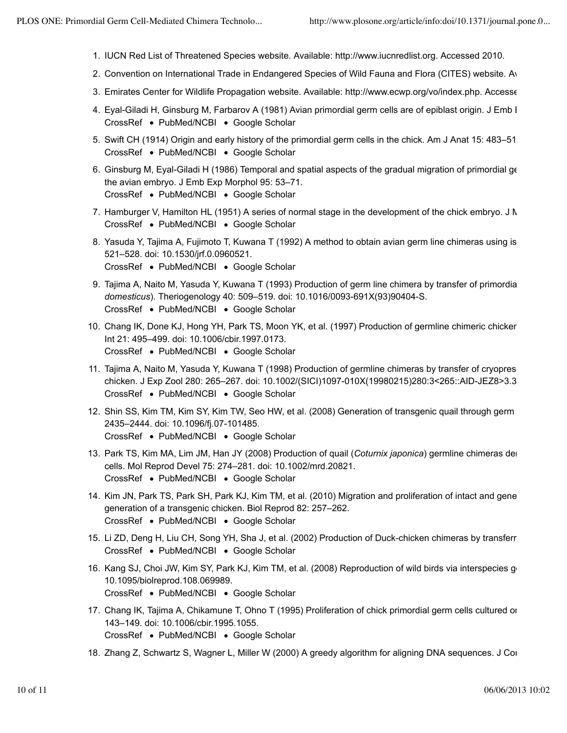1. IUCN Red List of Threatened Species website. Available: http://www.iucnredlist.org. Accessed 2010.
2. Convention on International Trade in Endangered Species of Wild Fauna and Flora (CITES) website. Av
3. Emirates Center for Wildlife Propagation website. Available: http://www.ecwp.org/vo/index.php. Accesse
4. Eyal-Giladi H, Ginsburg M, Farbarov A (1981) Avian primordial germ cells are of epiblast origin. J Emb E
   CrossRef • PubMed/NCBI • Google Scholar
5. Swift CH (1914) Origin and early history of the primordial germ cells in the chick. Am J Anat 15: 483–51
   CrossRef • PubMed/NCBI • Google Scholar
6. Ginsburg M, Eyal-Giladi H (1986) Temporal and spatial aspects of the gradual migration of primordial ge the avian embryo. J Emb Exp Morphol 95: 53–71.
   CrossRef • PubMed/NCBI • Google Scholar
7. Hamburger V, Hamilton HL (1951) A series of normal stage in the development of the chick embryo. J M
   CrossRef • PubMed/NCBI • Google Scholar
8. Yasuda Y, Tajima A, Fujimoto T, Kuwana T (1992) A method to obtain avian germ line chimeras using is 521–528. doi: 10.1530/jrf.0.0960521.
   CrossRef • PubMed/NCBI • Google Scholar
9. Tajima A, Naito M, Yasuda Y, Kuwana T (1993) Production of germ line chimera by transfer of primordia *domesticus*). Theriogenology 40: 509–519. doi: 10.1016/0093-691X(93)90404-S.
   CrossRef • PubMed/NCBI • Google Scholar
10. Chang IK, Done KJ, Hong YH, Park TS, Moon YK, et al. (1997) Production of germline chimeric chicker Int 21: 495–499. doi: 10.1006/cbir.1997.0173.
    CrossRef • PubMed/NCBI • Google Scholar
11. Tajima A, Naito M, Yasuda Y, Kuwana T (1998) Production of germline chimeras by transfer of cryopres chicken. J Exp Zool 280: 265–267. doi: 10.1002/(SICI)1097-010X(19980215)280:3<265::AID-JEZ8>3.3
    CrossRef • PubMed/NCBI • Google Scholar
12. Shin SS, Kim TM, Kim SY, Kim TW, Seo HW, et al. (2008) Generation of transgenic quail through germ 2435–2444. doi: 10.1096/fj.07-101485.
    CrossRef • PubMed/NCBI • Google Scholar
13. Park TS, Kim MA, Lim JM, Han JY (2008) Production of quail (*Coturnix japonica*) germline chimeras der cells. Mol Reprod Devel 75: 274–281. doi: 10.1002/mrd.20821.
    CrossRef • PubMed/NCBI • Google Scholar
14. Kim JN, Park TS, Park SH, Park KJ, Kim TM, et al. (2010) Migration and proliferation of intact and gene generation of a transgenic chicken. Biol Reprod 82: 257–262.
    CrossRef • PubMed/NCBI • Google Scholar
15. Li ZD, Deng H, Liu CH, Song YH, Sha J, et al. (2002) Production of Duck-chicken chimeras by transferr
    CrossRef • PubMed/NCBI • Google Scholar
16. Kang SJ, Choi JW, Kim SY, Park KJ, Kim TM, et al. (2008) Reproduction of wild birds via interspecies g 10.1095/biolreprod.108.069989.
    CrossRef • PubMed/NCBI • Google Scholar
17. Chang IK, Tajima A, Chikamune T, Ohno T (1995) Proliferation of chick primordial germ cells cultured or 143–149. doi: 10.1006/cbir.1995.1055.
    CrossRef • PubMed/NCBI • Google Scholar
18. Zhang Z, Schwartz S, Wagner L, Miller W (2000) A greedy algorithm for aligning DNA sequences. J Cor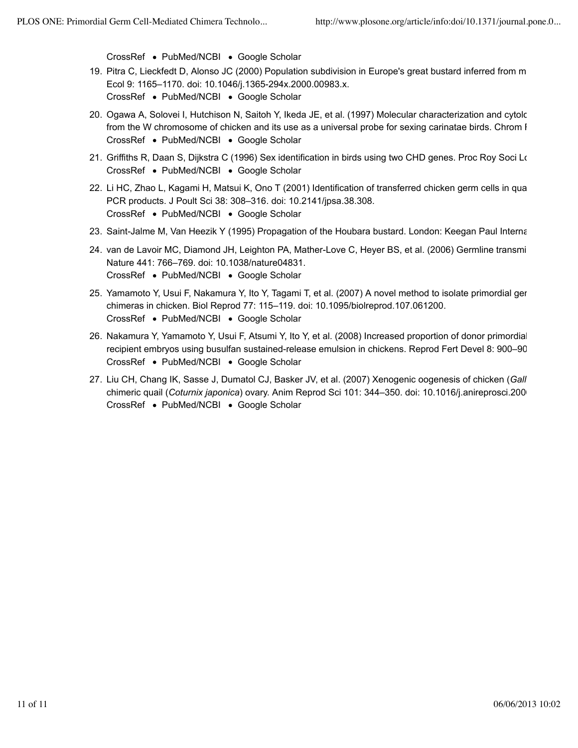CrossRef • PubMed/NCBI • Google Scholar

19. Pitra C, Lieckfedt D, Alonso JC (2000) Population subdivision in Europe's great bustard inferred from m Ecol 9: 1165–1170. doi: 10.1046/j.1365-294x.2000.00983.x.
    CrossRef • PubMed/NCBI • Google Scholar
20. Ogawa A, Solovei I, Hutchison N, Saitoh Y, Ikeda JE, et al. (1997) Molecular characterization and cytolo from the W chromosome of chicken and its use as a universal probe for sexing carinatae birds. Chrom I
    CrossRef • PubMed/NCBI • Google Scholar
21. Griffiths R, Daan S, Dijkstra C (1996) Sex identification in birds using two CHD genes. Proc Roy Soci Lo
    CrossRef • PubMed/NCBI • Google Scholar
22. Li HC, Zhao L, Kagami H, Matsui K, Ono T (2001) Identification of transferred chicken germ cells in qua PCR products. J Poult Sci 38: 308–316. doi: 10.2141/jpsa.38.308.
    CrossRef • PubMed/NCBI • Google Scholar
23. Saint-Jalme M, Van Heezik Y (1995) Propagation of the Houbara bustard. London: Keegan Paul Interna
24. van de Lavoir MC, Diamond JH, Leighton PA, Mather-Love C, Heyer BS, et al. (2006) Germline transmi Nature 441: 766–769. doi: 10.1038/nature04831.
    CrossRef • PubMed/NCBI • Google Scholar
25. Yamamoto Y, Usui F, Nakamura Y, Ito Y, Tagami T, et al. (2007) A novel method to isolate primordial ger chimeras in chicken. Biol Reprod 77: 115–119. doi: 10.1095/biolreprod.107.061200.
    CrossRef • PubMed/NCBI • Google Scholar
26. Nakamura Y, Yamamoto Y, Usui F, Atsumi Y, Ito Y, et al. (2008) Increased proportion of donor primordial recipient embryos using busulfan sustained-release emulsion in chickens. Reprod Fert Devel 8: 900–90
    CrossRef • PubMed/NCBI • Google Scholar
27. Liu CH, Chang IK, Sasse J, Dumatol CJ, Basker JV, et al. (2007) Xenogenic oogenesis of chicken (*Gall* chimeric quail (*Coturnix japonica*) ovary. Anim Reprod Sci 101: 344–350. doi: 10.1016/j.anireprosci.200
    CrossRef • PubMed/NCBI • Google Scholar